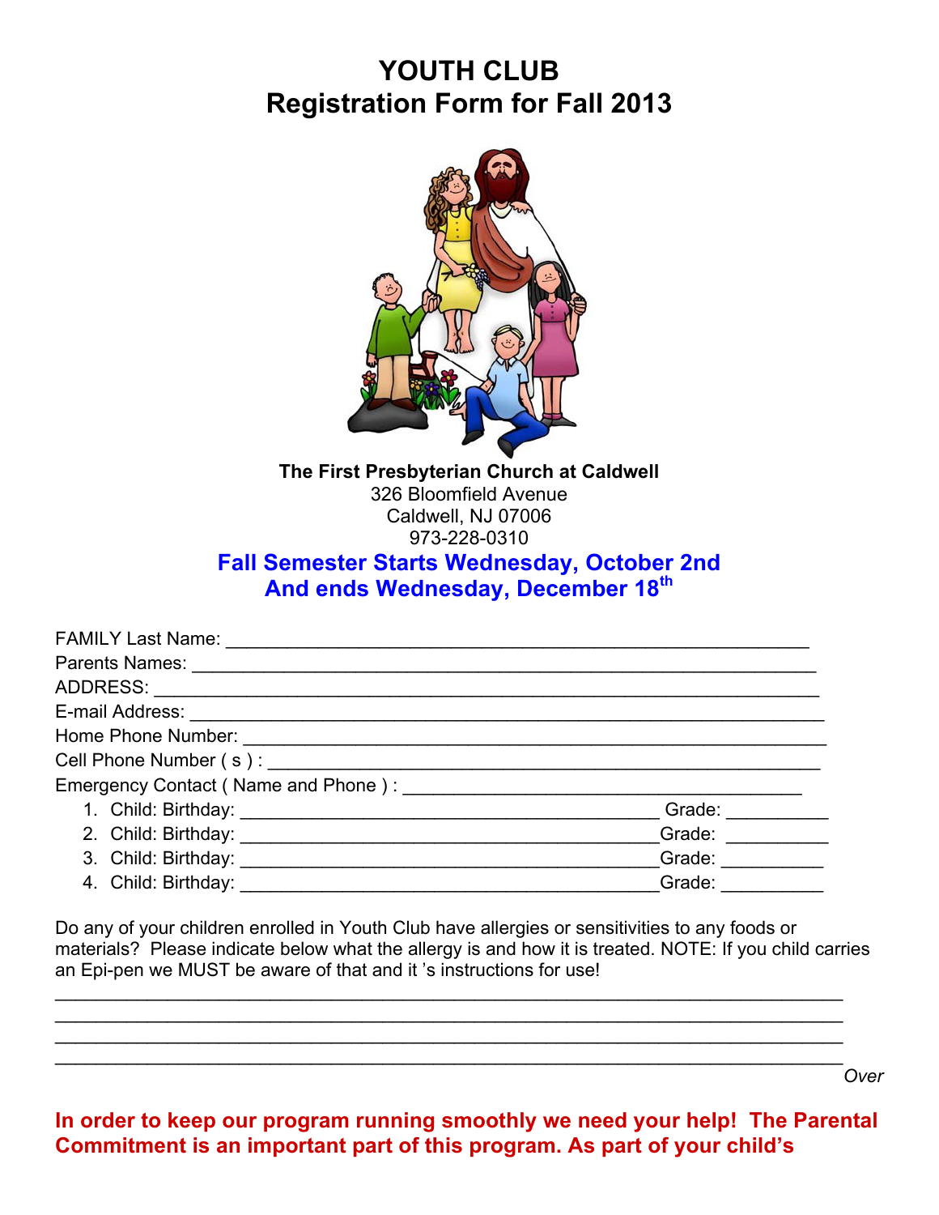# YOUTH CLUB
## Registration Form for Fall 2013

**The First Presbyterian Church at Caldwell**
326 Bloomfield Avenue
Caldwell, NJ 07006
973-228-0310

**Fall Semester Starts Wednesday, October 2nd**
**And ends Wednesday, December 18th**

FAMILY Last Name: ____________________________________________________________

Parents Names: ______________________________________________________________

ADDRESS: __________________________________________________________________

E-mail Address: ______________________________________________________________

Home Phone Number: __________________________________________________________

Cell Phone Number ( s ) : ________________________________________________________

Emergency Contact ( Name and Phone ) : ____________________________________

1. Child: Birthday: ___________________________________________ Grade: __________
2. Child: Birthday: ___________________________________________ Grade: __________
3. Child: Birthday: ___________________________________________ Grade: __________
4. Child: Birthday: ___________________________________________ Grade: __________

Do any of your children enrolled in Youth Club have allergies or sensitivities to any foods or materials? Please indicate below what the allergy is and how it is treated. NOTE: If you child carries an Epi-pen we MUST be aware of that and it 's instructions for use!

_____________________________________________________________________________
_____________________________________________________________________________
_____________________________________________________________________________
_____________________________________________________________________________

*Over*

**In order to keep our program running smoothly we need your help! The Parental Commitment is an important part of this program. As part of your child's**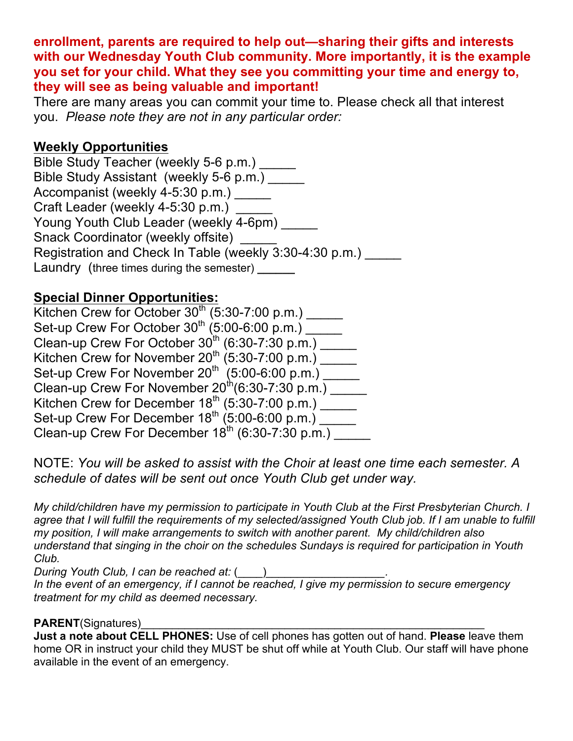**enrollment, parents are required to help out—sharing their gifts and interests with our Wednesday Youth Club community. More importantly, it is the example you set for your child. What they see you committing your time and energy to, they will see as being valuable and important!**

There are many areas you can commit your time to. Please check all that interest you. *Please note they are not in any particular order:*

**Weekly Opportunities**

Bible Study Teacher (weekly 5-6 p.m.) _____
Bible Study Assistant (weekly 5-6 p.m.) _____
Accompanist (weekly 4-5:30 p.m.) _____
Craft Leader (weekly 4-5:30 p.m.) _____
Young Youth Club Leader (weekly 4-6pm) _____
Snack Coordinator (weekly offsite) _____
Registration and Check In Table (weekly 3:30-4:30 p.m.) _____
Laundry (three times during the semester) _____

**Special Dinner Opportunities:**

Kitchen Crew for October 30th (5:30-7:00 p.m.) _____
Set-up Crew For October 30th (5:00-6:00 p.m.) _____
Clean-up Crew For October 30th (6:30-7:30 p.m.) _____
Kitchen Crew for November 20th (5:30-7:00 p.m.) _____
Set-up Crew For November 20th (5:00-6:00 p.m.) _____
Clean-up Crew For November 20th(6:30-7:30 p.m.) _____
Kitchen Crew for December 18th (5:30-7:00 p.m.) _____
Set-up Crew For December 18th (5:00-6:00 p.m.) _____
Clean-up Crew For December 18th (6:30-7:30 p.m.) _____

NOTE: *You will be asked to assist with the Choir at least one time each semester. A schedule of dates will be sent out once Youth Club get under way.*

*My child/children have my permission to participate in Youth Club at the First Presbyterian Church. I agree that I will fulfill the requirements of my selected/assigned Youth Club job. If I am unable to fulfill my position, I will make arrangements to switch with another parent. My child/children also understand that singing in the choir on the schedules Sundays is required for participation in Youth Club.*
*During Youth Club, I can be reached at: (____)__________________.*
*In the event of an emergency, if I cannot be reached, I give my permission to secure emergency treatment for my child as deemed necessary.*

**PARENT**(Signatures)________________________________________________________

**Just a note about CELL PHONES:** Use of cell phones has gotten out of hand. **Please** leave them home OR in instruct your child they MUST be shut off while at Youth Club. Our staff will have phone available in the event of an emergency.